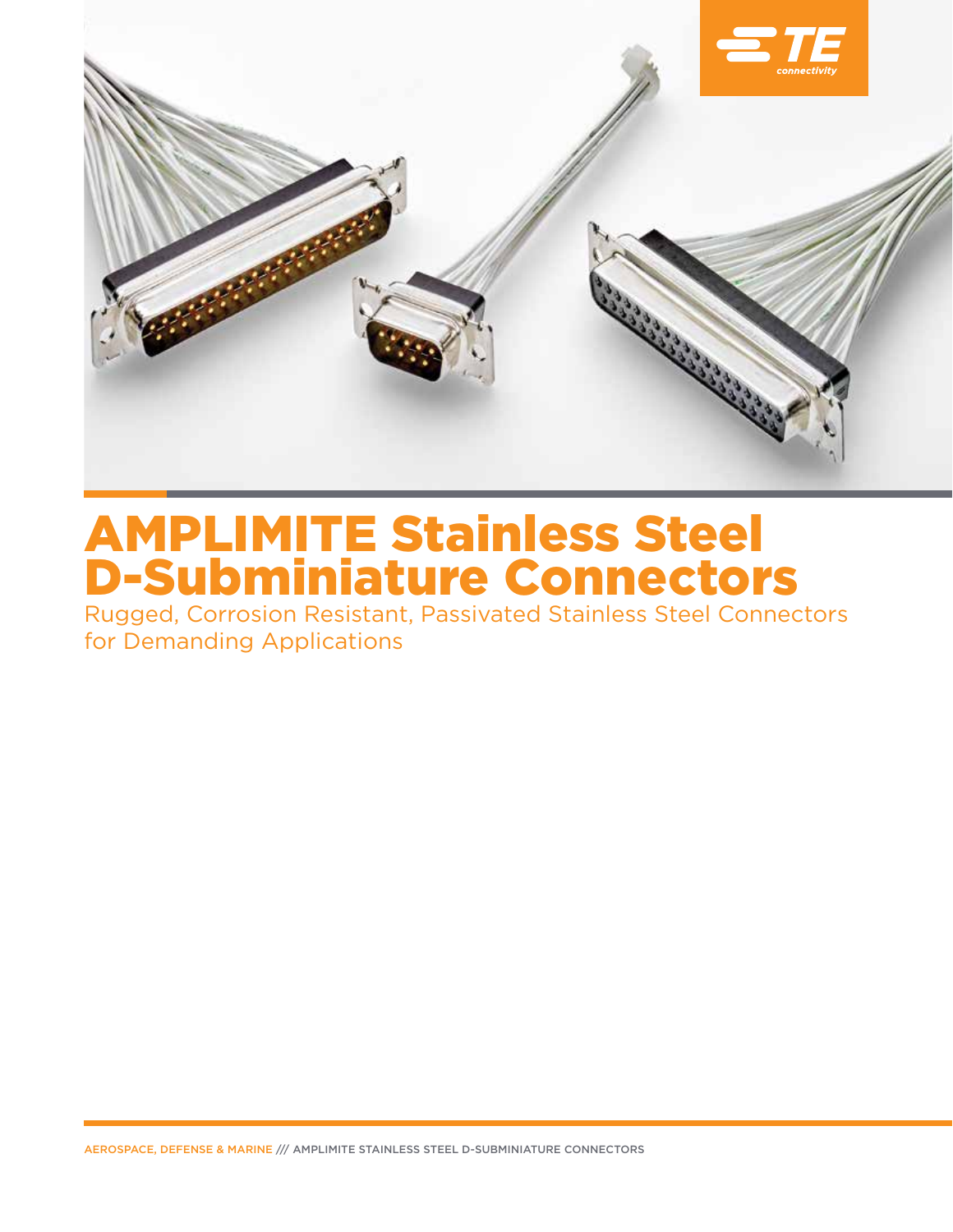# AMPLIMITE Stainless Steel D-Subminiature Connectors

Rugged, Corrosion Resistant, Passivated Stainless Steel Connectors for Demanding Applications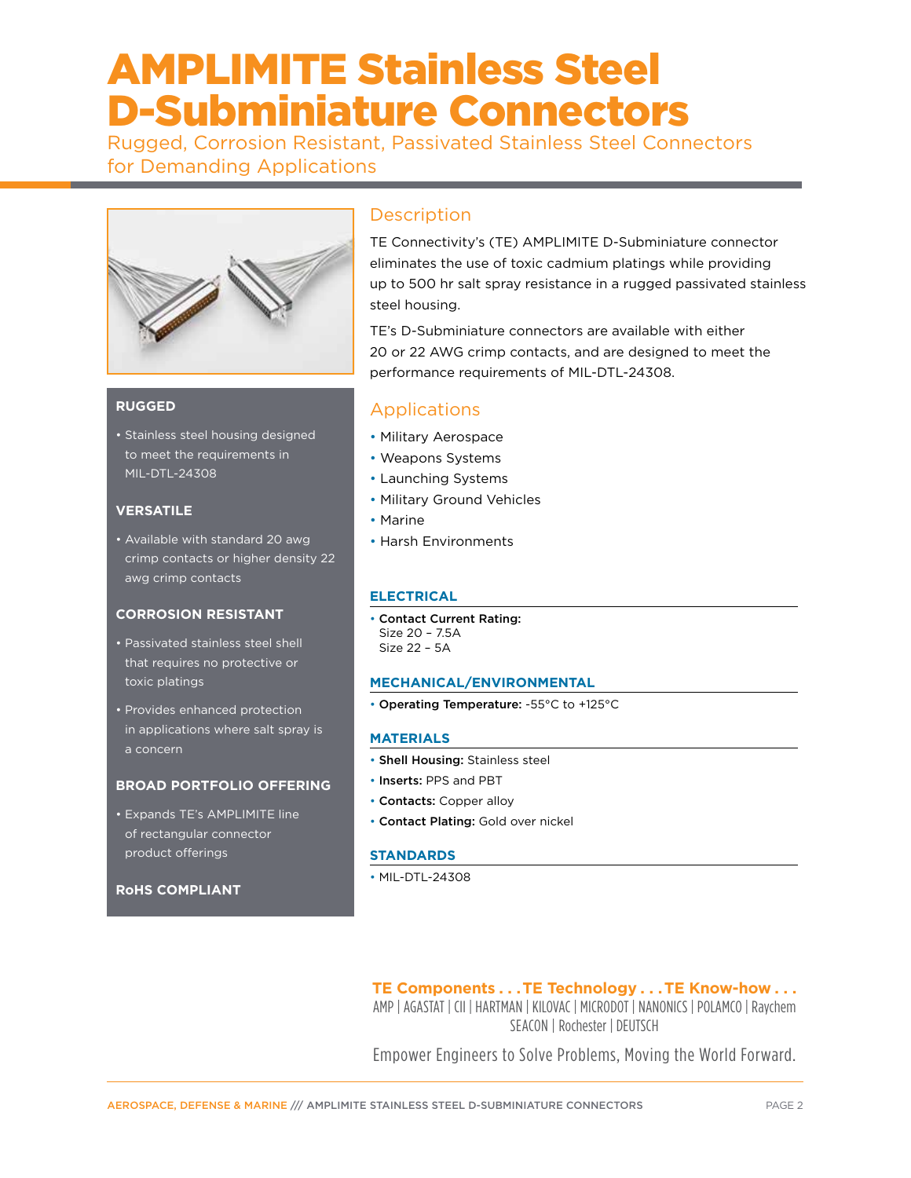# AMPLIMITE Stainless Steel D-Subminiature Connectors

Rugged, Corrosion Resistant, Passivated Stainless Steel Connectors for Demanding Applications

**RUGGED**

- Stainless steel housing designed to meet the requirements in MIL-DTL-24308

**VERSATILE**

- Available with standard 20 awg crimp contacts or higher density 22 awg crimp contacts

**CORROSION RESISTANT**

- Passivated stainless steel shell that requires no protective or toxic platings
- Provides enhanced protection in applications where salt spray is a concern

**BROAD PORTFOLIO OFFERING**

- Expands TE's AMPLIMITE line of rectangular connector product offerings

**RoHS COMPLIANT**

## Description

TE Connectivity's (TE) AMPLIMITE D-Subminiature connector eliminates the use of toxic cadmium platings while providing up to 500 hr salt spray resistance in a rugged passivated stainless steel housing.

TE's D-Subminiature connectors are available with either 20 or 22 AWG crimp contacts, and are designed to meet the performance requirements of MIL-DTL-24308.

## Applications

- Military Aerospace
- Weapons Systems
- Launching Systems
- Military Ground Vehicles
- Marine
- Harsh Environments

### ELECTRICAL

- **Contact Current Rating:**
  Size 20 – 7.5A
  Size 22 – 5A

### MECHANICAL/ENVIRONMENTAL

- **Operating Temperature:** -55°C to +125°C

### MATERIALS

- **Shell Housing:** Stainless steel
- **Inserts:** PPS and PBT
- **Contacts:** Copper alloy
- **Contact Plating:** Gold over nickel

### STANDARDS

- MIL-DTL-24308

**TE Components . . . TE Technology . . . TE Know-how . . .**
AMP | AGASTAT | CII | HARTMAN | KILOVAC | MICRODOT | NANONICS | POLAMCO | Raychem SEACON | Rochester | DEUTSCH

Empower Engineers to Solve Problems, Moving the World Forward.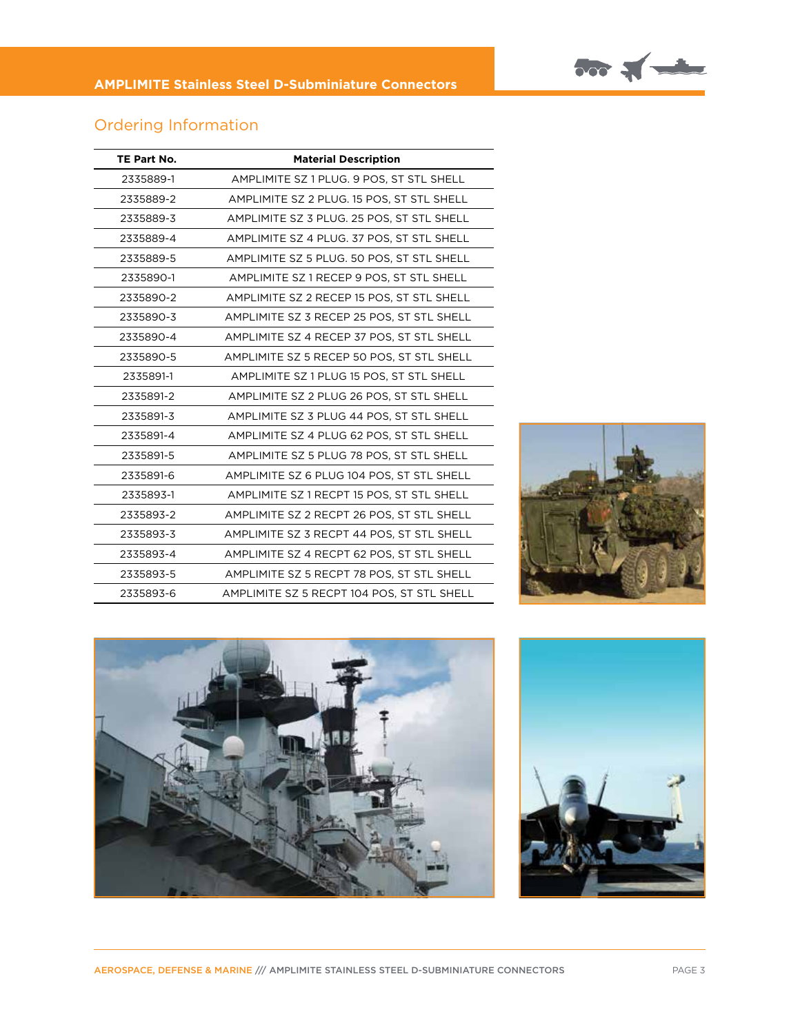## Ordering Information

| TE Part No. | Material Description |
|---|---|
| 2335889-1 | AMPLIMITE SZ 1 PLUG. 9 POS, ST STL SHELL |
| 2335889-2 | AMPLIMITE SZ 2 PLUG. 15 POS, ST STL SHELL |
| 2335889-3 | AMPLIMITE SZ 3 PLUG. 25 POS, ST STL SHELL |
| 2335889-4 | AMPLIMITE SZ 4 PLUG. 37 POS, ST STL SHELL |
| 2335889-5 | AMPLIMITE SZ 5 PLUG. 50 POS, ST STL SHELL |
| 2335890-1 | AMPLIMITE SZ 1 RECEP 9 POS, ST STL SHELL |
| 2335890-2 | AMPLIMITE SZ 2 RECEP 15 POS, ST STL SHELL |
| 2335890-3 | AMPLIMITE SZ 3 RECEP 25 POS, ST STL SHELL |
| 2335890-4 | AMPLIMITE SZ 4 RECEP 37 POS, ST STL SHELL |
| 2335890-5 | AMPLIMITE SZ 5 RECEP 50 POS, ST STL SHELL |
| 2335891-1 | AMPLIMITE SZ 1 PLUG 15 POS, ST STL SHELL |
| 2335891-2 | AMPLIMITE SZ 2 PLUG 26 POS, ST STL SHELL |
| 2335891-3 | AMPLIMITE SZ 3 PLUG 44 POS, ST STL SHELL |
| 2335891-4 | AMPLIMITE SZ 4 PLUG 62 POS, ST STL SHELL |
| 2335891-5 | AMPLIMITE SZ 5 PLUG 78 POS, ST STL SHELL |
| 2335891-6 | AMPLIMITE SZ 6 PLUG 104 POS, ST STL SHELL |
| 2335893-1 | AMPLIMITE SZ 1 RECPT 15 POS, ST STL SHELL |
| 2335893-2 | AMPLIMITE SZ 2 RECPT 26 POS, ST STL SHELL |
| 2335893-3 | AMPLIMITE SZ 3 RECPT 44 POS, ST STL SHELL |
| 2335893-4 | AMPLIMITE SZ 4 RECPT 62 POS, ST STL SHELL |
| 2335893-5 | AMPLIMITE SZ 5 RECPT 78 POS, ST STL SHELL |
| 2335893-6 | AMPLIMITE SZ 5 RECPT 104 POS, ST STL SHELL |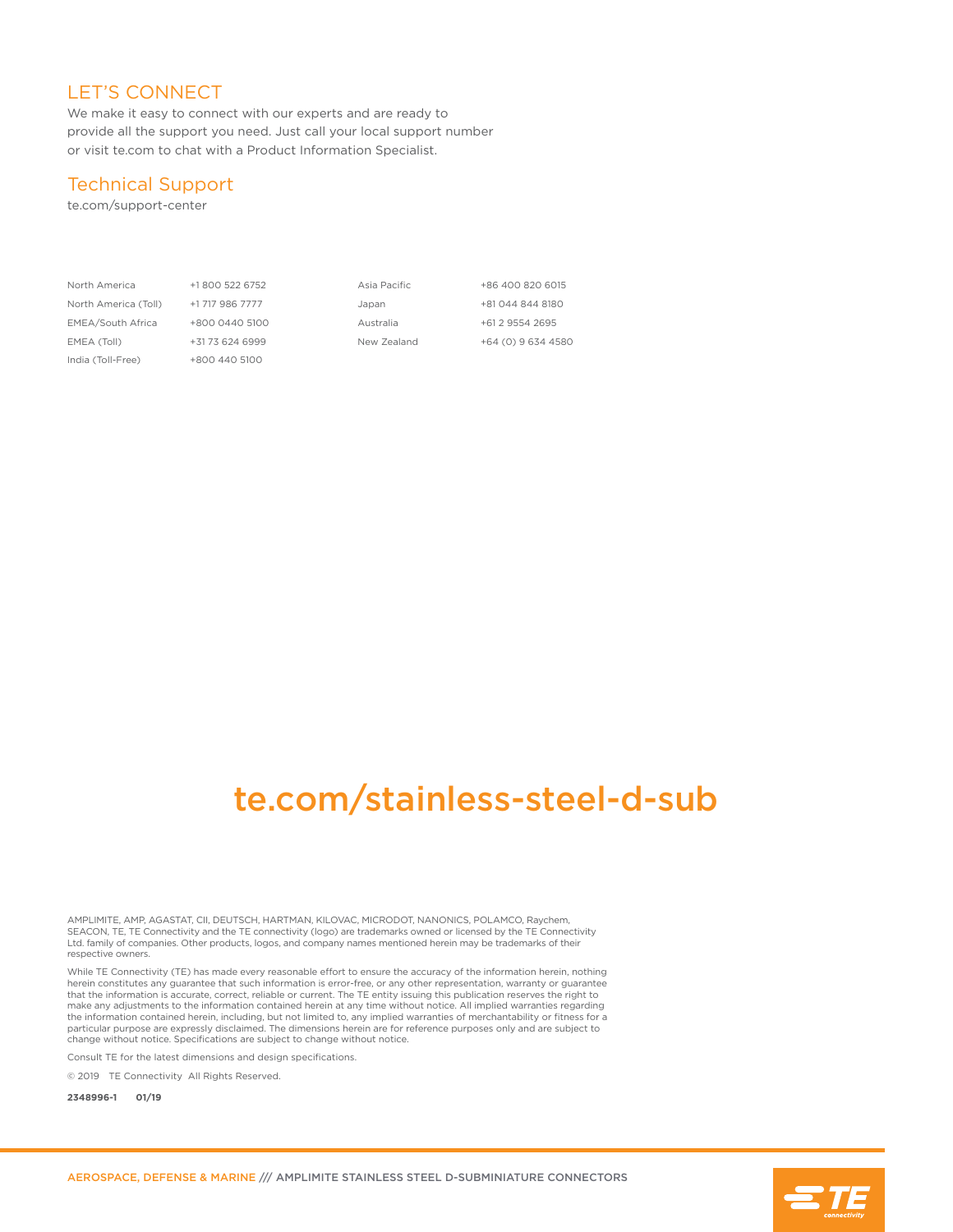## LET'S CONNECT

We make it easy to connect with our experts and are ready to provide all the support you need. Just call your local support number or visit te.com to chat with a Product Information Specialist.

## Technical Support

te.com/support-center

| | | | |
|---|---|---|---|
| North America | +1 800 522 6752 | Asia Pacific | +86 400 820 6015 |
| North America (Toll) | +1 717 986 7777 | Japan | +81 044 844 8180 |
| EMEA/South Africa | +800 0440 5100 | Australia | +61 2 9554 2695 |
| EMEA (Toll) | +31 73 624 6999 | New Zealand | +64 (0) 9 634 4580 |
| India (Toll-Free) | +800 440 5100 | | |

# te.com/stainless-steel-d-sub

AMPLIMITE, AMP, AGASTAT, CII, DEUTSCH, HARTMAN, KILOVAC, MICRODOT, NANONICS, POLAMCO, Raychem, SEACON, TE, TE Connectivity and the TE connectivity (logo) are trademarks owned or licensed by the TE Connectivity Ltd. family of companies. Other products, logos, and company names mentioned herein may be trademarks of their respective owners.

While TE Connectivity (TE) has made every reasonable effort to ensure the accuracy of the information herein, nothing herein constitutes any guarantee that such information is error-free, or any other representation, warranty or guarantee that the information is accurate, correct, reliable or current. The TE entity issuing this publication reserves the right to make any adjustments to the information contained herein at any time without notice. All implied warranties regarding the information contained herein, including, but not limited to, any implied warranties of merchantability or fitness for a particular purpose are expressly disclaimed. The dimensions herein are for reference purposes only and are subject to change without notice. Specifications are subject to change without notice.

Consult TE for the latest dimensions and design specifications.

© 2019 TE Connectivity All Rights Reserved.

**2348996-1 01/19**